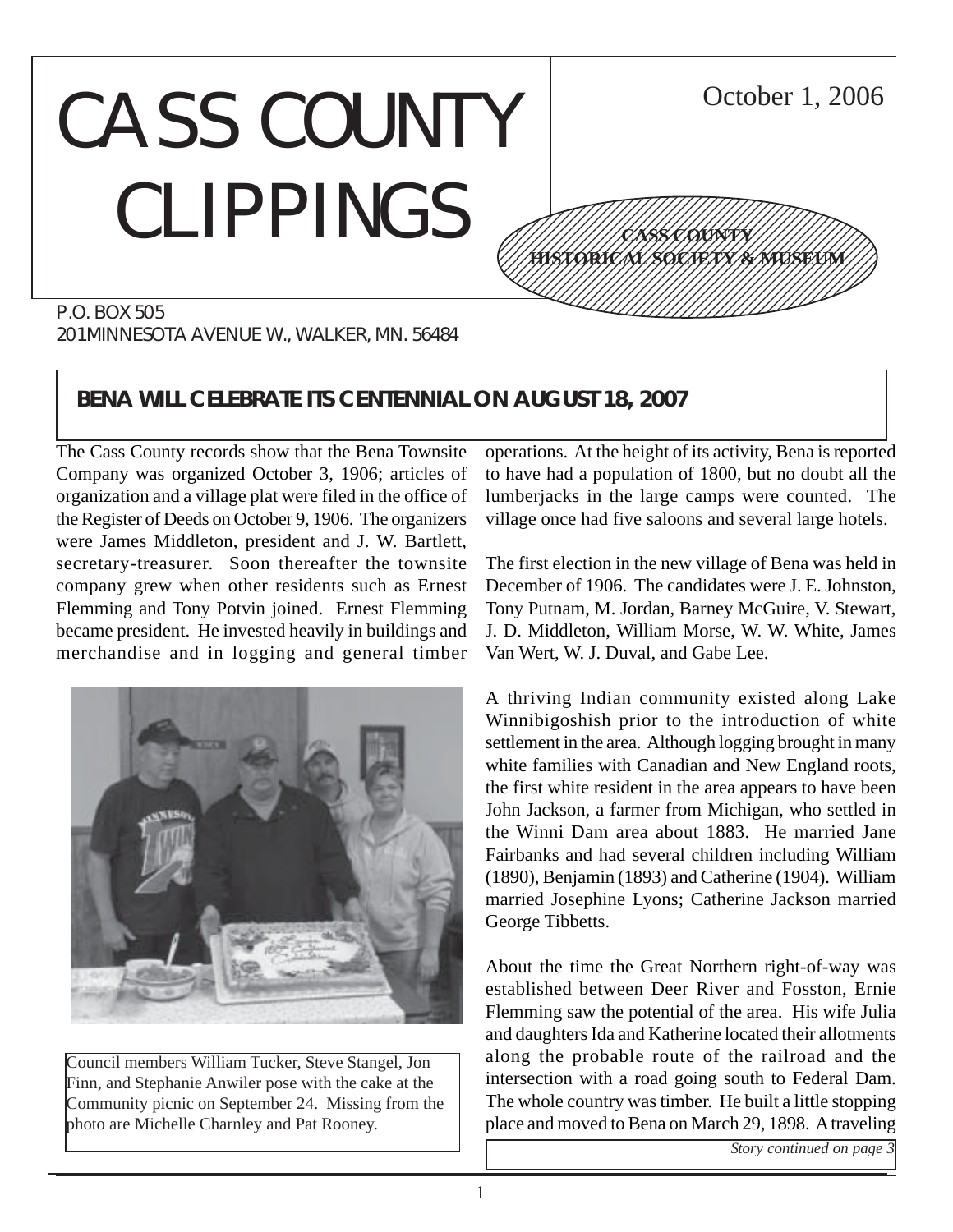# CASS COUNTY CLIPPINGS

October 1, 2006

**CASS COUNTY HISTORICAL SOCIETY & MUSEUM**

P.O. BOX 505
201 MINNESOTA AVENUE W., WALKER, MN. 56484

## BENA WILL CELEBRATE ITS CENTENNIAL ON AUGUST 18, 2007

The Cass County records show that the Bena Townsite Company was organized October 3, 1906; articles of organization and a village plat were filed in the office of the Register of Deeds on October 9, 1906. The organizers were James Middleton, president and J. W. Bartlett, secretary-treasurer. Soon thereafter the townsite company grew when other residents such as Ernest Flemming and Tony Potvin joined. Ernest Flemming became president. He invested heavily in buildings and merchandise and in logging and general timber operations. At the height of its activity, Bena is reported to have had a population of 1800, but no doubt all the lumberjacks in the large camps were counted. The village once had five saloons and several large hotels.

Council members William Tucker, Steve Stangel, Jon Finn, and Stephanie Anwiler pose with the cake at the Community picnic on September 24. Missing from the photo are Michelle Charnley and Pat Rooney.

The first election in the new village of Bena was held in December of 1906. The candidates were J. E. Johnston, Tony Putnam, M. Jordan, Barney McGuire, V. Stewart, J. D. Middleton, William Morse, W. W. White, James Van Wert, W. J. Duval, and Gabe Lee.

A thriving Indian community existed along Lake Winnibigoshish prior to the introduction of white settlement in the area. Although logging brought in many white families with Canadian and New England roots, the first white resident in the area appears to have been John Jackson, a farmer from Michigan, who settled in the Winni Dam area about 1883. He married Jane Fairbanks and had several children including William (1890), Benjamin (1893) and Catherine (1904). William married Josephine Lyons; Catherine Jackson married George Tibbetts.

About the time the Great Northern right-of-way was established between Deer River and Fosston, Ernie Flemming saw the potential of the area. His wife Julia and daughters Ida and Katherine located their allotments along the probable route of the railroad and the intersection with a road going south to Federal Dam. The whole country was timber. He built a little stopping place and moved to Bena on March 29, 1898. A traveling

*Story continued on page 3*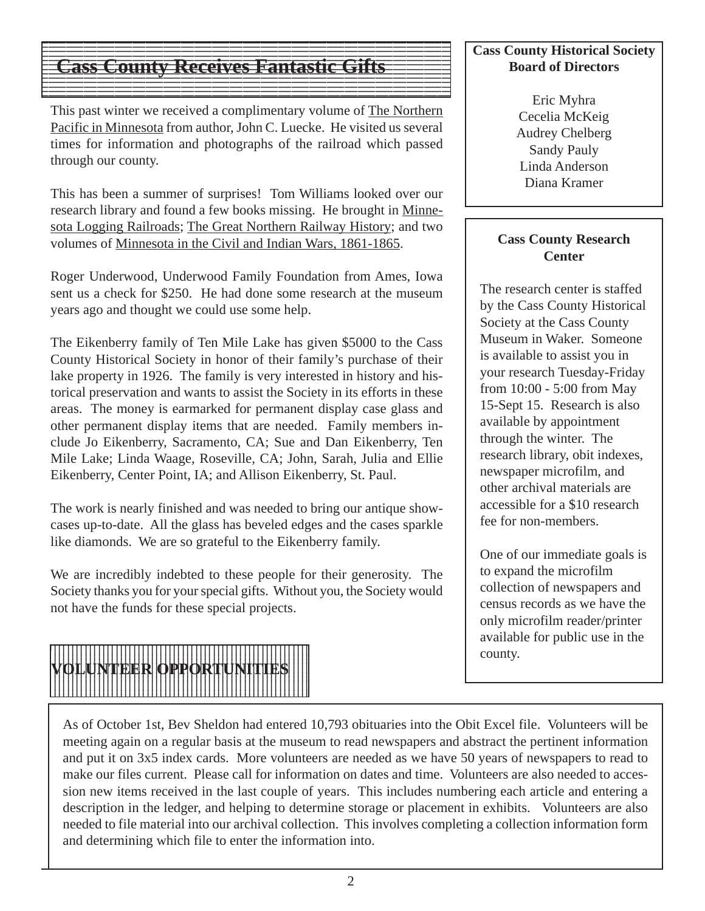## Cass County Receives Fantastic Gifts

This past winter we received a complimentary volume of The Northern Pacific in Minnesota from author, John C. Luecke. He visited us several times for information and photographs of the railroad which passed through our county.

This has been a summer of surprises! Tom Williams looked over our research library and found a few books missing. He brought in Minnesota Logging Railroads; The Great Northern Railway History; and two volumes of Minnesota in the Civil and Indian Wars, 1861-1865.

Roger Underwood, Underwood Family Foundation from Ames, Iowa sent us a check for $250. He had done some research at the museum years ago and thought we could use some help.

The Eikenberry family of Ten Mile Lake has given $5000 to the Cass County Historical Society in honor of their family's purchase of their lake property in 1926. The family is very interested in history and historical preservation and wants to assist the Society in its efforts in these areas. The money is earmarked for permanent display case glass and other permanent display items that are needed. Family members include Jo Eikenberry, Sacramento, CA; Sue and Dan Eikenberry, Ten Mile Lake; Linda Waage, Roseville, CA; John, Sarah, Julia and Ellie Eikenberry, Center Point, IA; and Allison Eikenberry, St. Paul.

The work is nearly finished and was needed to bring our antique showcases up-to-date. All the glass has beveled edges and the cases sparkle like diamonds. We are so grateful to the Eikenberry family.

We are incredibly indebted to these people for their generosity. The Society thanks you for your special gifts. Without you, the Society would not have the funds for these special projects.

**Cass County Historical Society Board of Directors**

Eric Myhra
Cecelia McKeig
Audrey Chelberg
Sandy Pauly
Linda Anderson
Diana Kramer

**Cass County Research Center**

The research center is staffed by the Cass County Historical Society at the Cass County Museum in Waker. Someone is available to assist you in your research Tuesday-Friday from 10:00 - 5:00 from May 15-Sept 15. Research is also available by appointment through the winter. The research library, obit indexes, newspaper microfilm, and other archival materials are accessible for a $10 research fee for non-members.

One of our immediate goals is to expand the microfilm collection of newspapers and census records as we have the only microfilm reader/printer available for public use in the county.

## VOLUNTEER OPPORTUNITIES

As of October 1st, Bev Sheldon had entered 10,793 obituaries into the Obit Excel file. Volunteers will be meeting again on a regular basis at the museum to read newspapers and abstract the pertinent information and put it on 3x5 index cards. More volunteers are needed as we have 50 years of newspapers to read to make our files current. Please call for information on dates and time. Volunteers are also needed to accession new items received in the last couple of years. This includes numbering each article and entering a description in the ledger, and helping to determine storage or placement in exhibits. Volunteers are also needed to file material into our archival collection. This involves completing a collection information form and determining which file to enter the information into.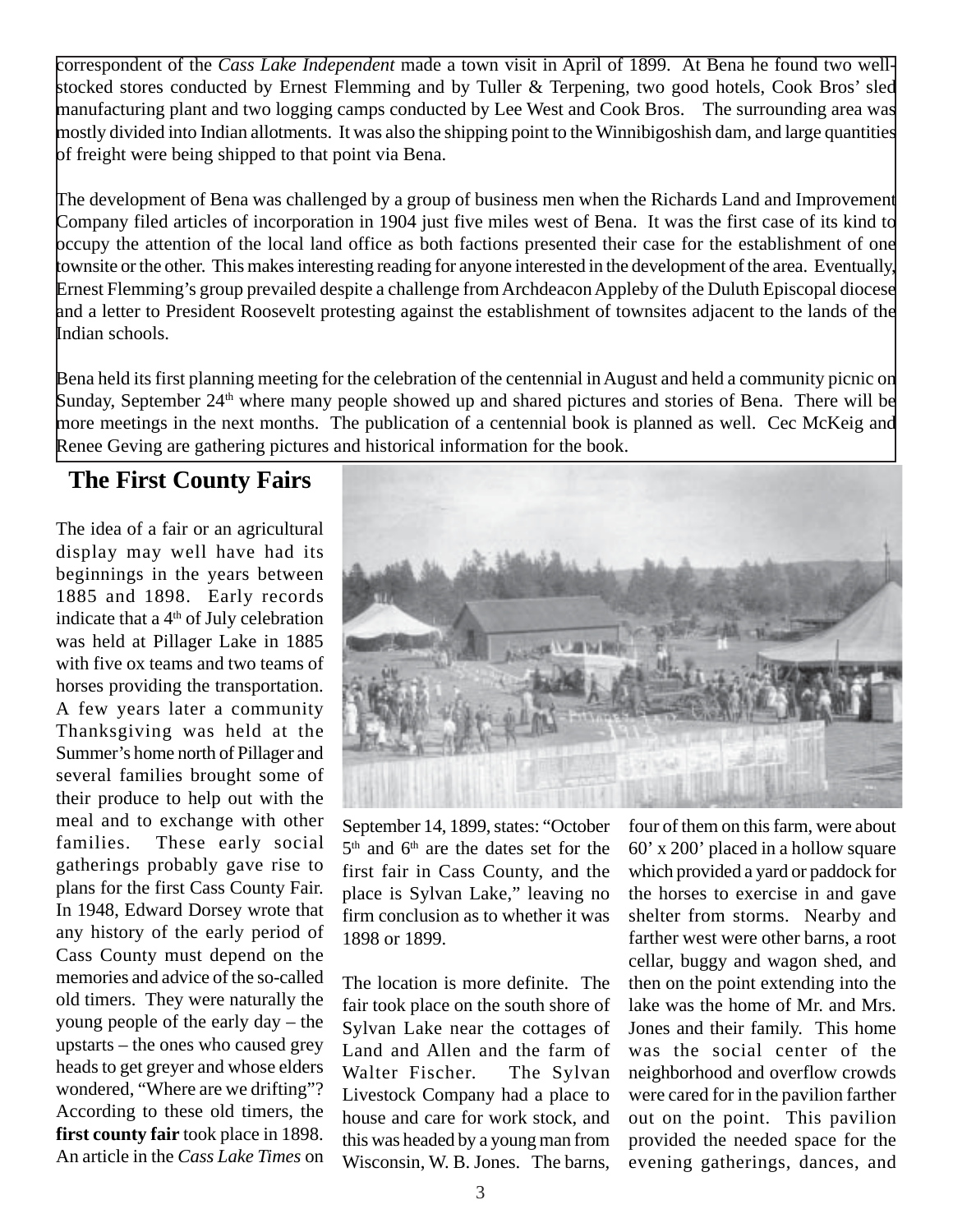correspondent of the *Cass Lake Independent* made a town visit in April of 1899. At Bena he found two well-stocked stores conducted by Ernest Flemming and by Tuller & Terpening, two good hotels, Cook Bros' sled manufacturing plant and two logging camps conducted by Lee West and Cook Bros. The surrounding area was mostly divided into Indian allotments. It was also the shipping point to the Winnibigoshish dam, and large quantities of freight were being shipped to that point via Bena.

The development of Bena was challenged by a group of business men when the Richards Land and Improvement Company filed articles of incorporation in 1904 just five miles west of Bena. It was the first case of its kind to occupy the attention of the local land office as both factions presented their case for the establishment of one townsite or the other. This makes interesting reading for anyone interested in the development of the area. Eventually, Ernest Flemming's group prevailed despite a challenge from Archdeacon Appleby of the Duluth Episcopal diocese and a letter to President Roosevelt protesting against the establishment of townsites adjacent to the lands of the Indian schools.

Bena held its first planning meeting for the celebration of the centennial in August and held a community picnic on Sunday, September 24th where many people showed up and shared pictures and stories of Bena. There will be more meetings in the next months. The publication of a centennial book is planned as well. Cec McKeig and Renee Geving are gathering pictures and historical information for the book.

## The First County Fairs

The idea of a fair or an agricultural display may well have had its beginnings in the years between 1885 and 1898. Early records indicate that a 4th of July celebration was held at Pillager Lake in 1885 with five ox teams and two teams of horses providing the transportation. A few years later a community Thanksgiving was held at the Summer's home north of Pillager and several families brought some of their produce to help out with the meal and to exchange with other families. These early social gatherings probably gave rise to plans for the first Cass County Fair. In 1948, Edward Dorsey wrote that any history of the early period of Cass County must depend on the memories and advice of the so-called old timers. They were naturally the young people of the early day – the upstarts – the ones who caused grey heads to get greyer and whose elders wondered, "Where are we drifting"? According to these old timers, the **first county fair** took place in 1898. An article in the *Cass Lake Times* on September 14, 1899, states: "October 5th and 6th are the dates set for the first fair in Cass County, and the place is Sylvan Lake," leaving no firm conclusion as to whether it was 1898 or 1899.

The location is more definite. The fair took place on the south shore of Sylvan Lake near the cottages of Land and Allen and the farm of Walter Fischer. The Sylvan Livestock Company had a place to house and care for work stock, and this was headed by a young man from Wisconsin, W. B. Jones. The barns, four of them on this farm, were about 60' x 200' placed in a hollow square which provided a yard or paddock for the horses to exercise in and gave shelter from storms. Nearby and farther west were other barns, a root cellar, buggy and wagon shed, and then on the point extending into the lake was the home of Mr. and Mrs. Jones and their family. This home was the social center of the neighborhood and overflow crowds were cared for in the pavilion farther out on the point. This pavilion provided the needed space for the evening gatherings, dances, and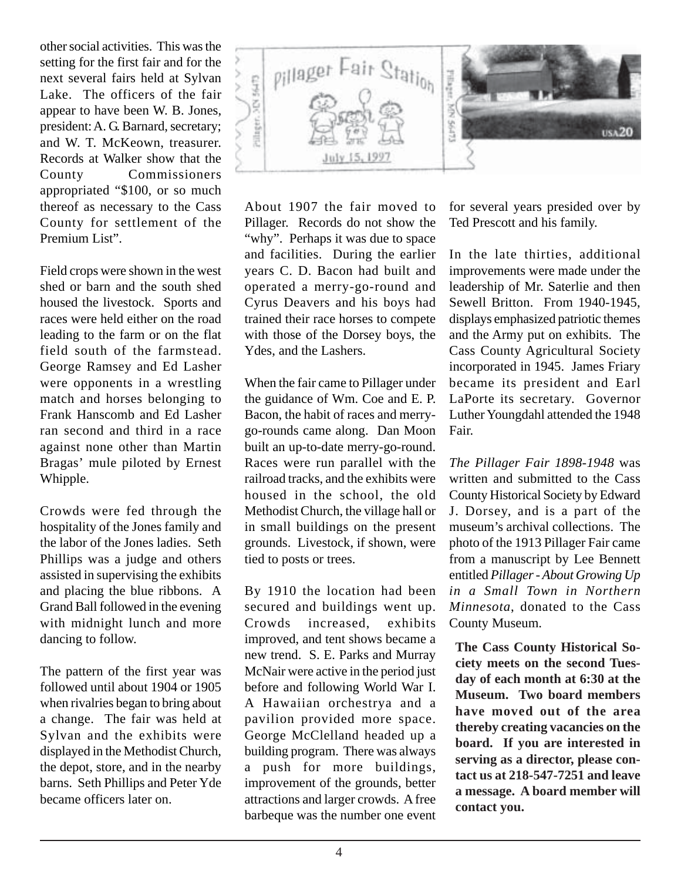other social activities. This was the setting for the first fair and for the next several fairs held at Sylvan Lake. The officers of the fair appear to have been W. B. Jones, president: A. G. Barnard, secretary; and W. T. McKeown, treasurer. Records at Walker show that the County Commissioners appropriated "$100, or so much thereof as necessary to the Cass County for settlement of the Premium List".

Field crops were shown in the west shed or barn and the south shed housed the livestock. Sports and races were held either on the road leading to the farm or on the flat field south of the farmstead. George Ramsey and Ed Lasher were opponents in a wrestling match and horses belonging to Frank Hanscomb and Ed Lasher ran second and third in a race against none other than Martin Bragas' mule piloted by Ernest Whipple.

Crowds were fed through the hospitality of the Jones family and the labor of the Jones ladies. Seth Phillips was a judge and others assisted in supervising the exhibits and placing the blue ribbons. A Grand Ball followed in the evening with midnight lunch and more dancing to follow.

The pattern of the first year was followed until about 1904 or 1905 when rivalries began to bring about a change. The fair was held at Sylvan and the exhibits were displayed in the Methodist Church, the depot, store, and in the nearby barns. Seth Phillips and Peter Yde became officers later on.

About 1907 the fair moved to Pillager. Records do not show the "why". Perhaps it was due to space and facilities. During the earlier years C. D. Bacon had built and operated a merry-go-round and Cyrus Deavers and his boys had trained their race horses to compete with those of the Dorsey boys, the Ydes, and the Lashers.

When the fair came to Pillager under the guidance of Wm. Coe and E. P. Bacon, the habit of races and merry-go-rounds came along. Dan Moon built an up-to-date merry-go-round. Races were run parallel with the railroad tracks, and the exhibits were housed in the school, the old Methodist Church, the village hall or in small buildings on the present grounds. Livestock, if shown, were tied to posts or trees.

By 1910 the location had been secured and buildings went up. Crowds increased, exhibits improved, and tent shows became a new trend. S. E. Parks and Murray McNair were active in the period just before and following World War I. A Hawaiian orchestrya and a pavilion provided more space. George McClelland headed up a building program. There was always a push for more buildings, improvement of the grounds, better attractions and larger crowds. A free barbeque was the number one event for several years presided over by Ted Prescott and his family.

In the late thirties, additional improvements were made under the leadership of Mr. Saterlie and then Sewell Britton. From 1940-1945, displays emphasized patriotic themes and the Army put on exhibits. The Cass County Agricultural Society incorporated in 1945. James Friary became its president and Earl LaPorte its secretary. Governor Luther Youngdahl attended the 1948 Fair.

*The Pillager Fair 1898-1948* was written and submitted to the Cass County Historical Society by Edward J. Dorsey, and is a part of the museum's archival collections. The photo of the 1913 Pillager Fair came from a manuscript by Lee Bennett entitled *Pillager - About Growing Up in a Small Town in Northern Minnesota*, donated to the Cass County Museum.

**The Cass County Historical Society meets on the second Tuesday of each month at 6:30 at the Museum. Two board members have moved out of the area thereby creating vacancies on the board. If you are interested in serving as a director, please contact us at 218-547-7251 and leave a message. A board member will contact you.**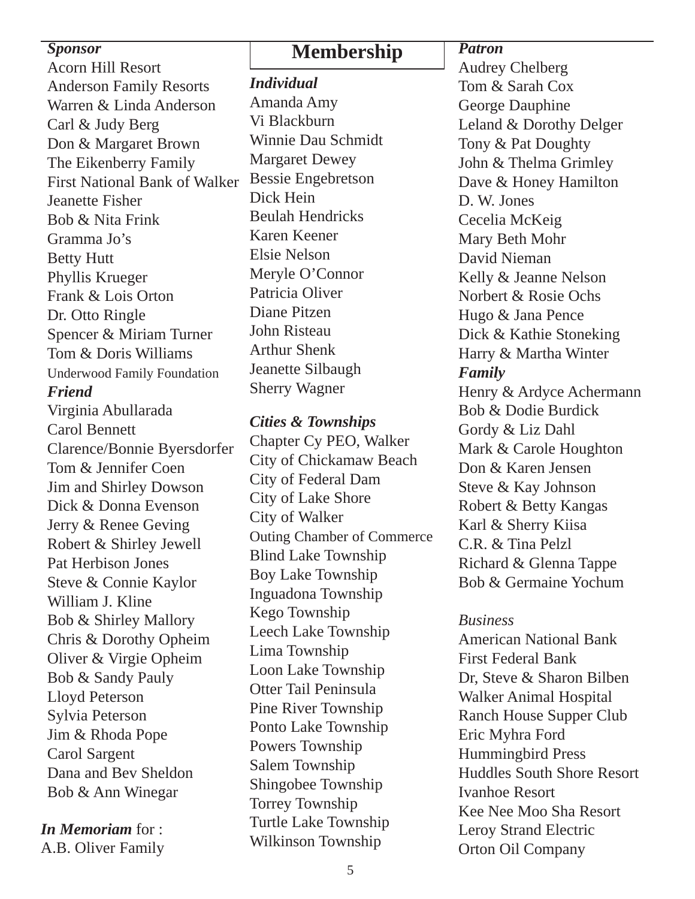# Membership

***Sponsor***

Acorn Hill Resort
Anderson Family Resorts
Warren & Linda Anderson
Carl & Judy Berg
Don & Margaret Brown
The Eikenberry Family
First National Bank of Walker
Jeanette Fisher
Bob & Nita Frink
Gramma Jo’s
Betty Hutt
Phyllis Krueger
Frank & Lois Orton
Dr. Otto Ringle
Spencer & Miriam Turner
Tom & Doris Williams
Underwood Family Foundation

***Friend***

Virginia Abullarada
Carol Bennett
Clarence/Bonnie Byersdorfer
Tom & Jennifer Coen
Jim and Shirley Dowson
Dick & Donna Evenson
Jerry & Renee Geving
Robert & Shirley Jewell
Pat Herbison Jones
Steve & Connie Kaylor
William J. Kline
Bob & Shirley Mallory
Chris & Dorothy Opheim
Oliver & Virgie Opheim
Bob & Sandy Pauly
Lloyd Peterson
Sylvia Peterson
Jim & Rhoda Pope
Carol Sargent
Dana and Bev Sheldon
Bob & Ann Winegar

***In Memoriam*** for :
A.B. Oliver Family

***Individual***

Amanda Amy
Vi Blackburn
Winnie Dau Schmidt
Margaret Dewey
Bessie Engebretson
Dick Hein
Beulah Hendricks
Karen Keener
Elsie Nelson
Meryle O’Connor
Patricia Oliver
Diane Pitzen
John Risteau
Arthur Shenk
Jeanette Silbaugh
Sherry Wagner

***Cities & Townships***

Chapter Cy PEO, Walker
City of Chickamaw Beach
City of Federal Dam
City of Lake Shore
City of Walker
Outing Chamber of Commerce
Blind Lake Township
Boy Lake Township
Inguadona Township
Kego Township
Leech Lake Township
Lima Township
Loon Lake Township
Otter Tail Peninsula
Pine River Township
Ponto Lake Township
Powers Township
Salem Township
Shingobee Township
Torrey Township
Turtle Lake Township
Wilkinson Township

***Patron***

Audrey Chelberg
Tom & Sarah Cox
George Dauphine
Leland & Dorothy Delger
Tony & Pat Doughty
John & Thelma Grimley
Dave & Honey Hamilton
D. W. Jones
Cecelia McKeig
Mary Beth Mohr
David Nieman
Kelly & Jeanne Nelson
Norbert & Rosie Ochs
Hugo & Jana Pence
Dick & Kathie Stoneking
Harry & Martha Winter

***Family***

Henry & Ardyce Achermann
Bob & Dodie Burdick
Gordy & Liz Dahl
Mark & Carole Houghton
Don & Karen Jensen
Steve & Kay Johnson
Robert & Betty Kangas
Karl & Sherry Kiisa
C.R. & Tina Pelzl
Richard & Glenna Tappe
Bob & Germaine Yochum

*Business*

American National Bank
First Federal Bank
Dr, Steve & Sharon Bilben
Walker Animal Hospital
Ranch House Supper Club
Eric Myhra Ford
Hummingbird Press
Huddles South Shore Resort
Ivanhoe Resort
Kee Nee Moo Sha Resort
Leroy Strand Electric
Orton Oil Company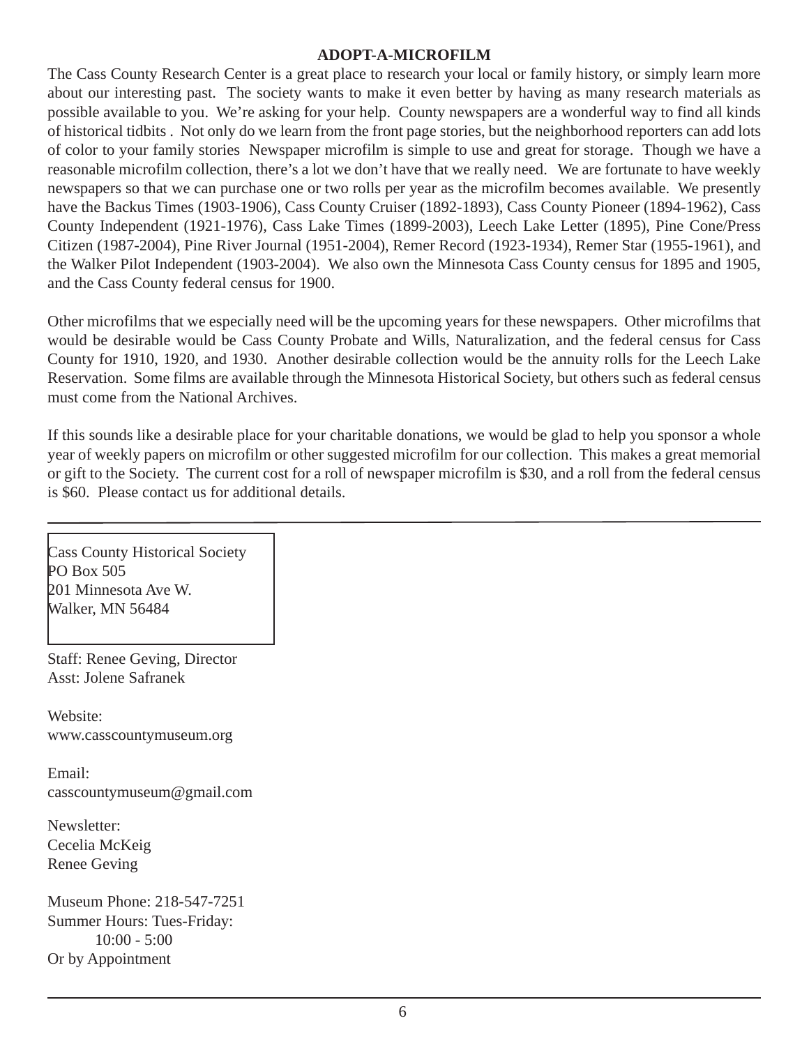## ADOPT-A-MICROFILM

The Cass County Research Center is a great place to research your local or family history, or simply learn more about our interesting past. The society wants to make it even better by having as many research materials as possible available to you. We're asking for your help. County newspapers are a wonderful way to find all kinds of historical tidbits . Not only do we learn from the front page stories, but the neighborhood reporters can add lots of color to your family stories Newspaper microfilm is simple to use and great for storage. Though we have a reasonable microfilm collection, there's a lot we don't have that we really need. We are fortunate to have weekly newspapers so that we can purchase one or two rolls per year as the microfilm becomes available. We presently have the Backus Times (1903-1906), Cass County Cruiser (1892-1893), Cass County Pioneer (1894-1962), Cass County Independent (1921-1976), Cass Lake Times (1899-2003), Leech Lake Letter (1895), Pine Cone/Press Citizen (1987-2004), Pine River Journal (1951-2004), Remer Record (1923-1934), Remer Star (1955-1961), and the Walker Pilot Independent (1903-2004). We also own the Minnesota Cass County census for 1895 and 1905, and the Cass County federal census for 1900.

Other microfilms that we especially need will be the upcoming years for these newspapers. Other microfilms that would be desirable would be Cass County Probate and Wills, Naturalization, and the federal census for Cass County for 1910, 1920, and 1930. Another desirable collection would be the annuity rolls for the Leech Lake Reservation. Some films are available through the Minnesota Historical Society, but others such as federal census must come from the National Archives.

If this sounds like a desirable place for your charitable donations, we would be glad to help you sponsor a whole year of weekly papers on microfilm or other suggested microfilm for our collection. This makes a great memorial or gift to the Society. The current cost for a roll of newspaper microfilm is $30, and a roll from the federal census is $60. Please contact us for additional details.

---

Cass County Historical Society
PO Box 505
201 Minnesota Ave W.
Walker, MN 56484

Staff: Renee Geving, Director
Asst: Jolene Safranek

Website:
www.casscountymuseum.org

Email:
casscountymuseum@gmail.com

Newsletter:
Cecelia McKeig
Renee Geving

Museum Phone: 218-547-7251
Summer Hours: Tues-Friday:
10:00 - 5:00
Or by Appointment